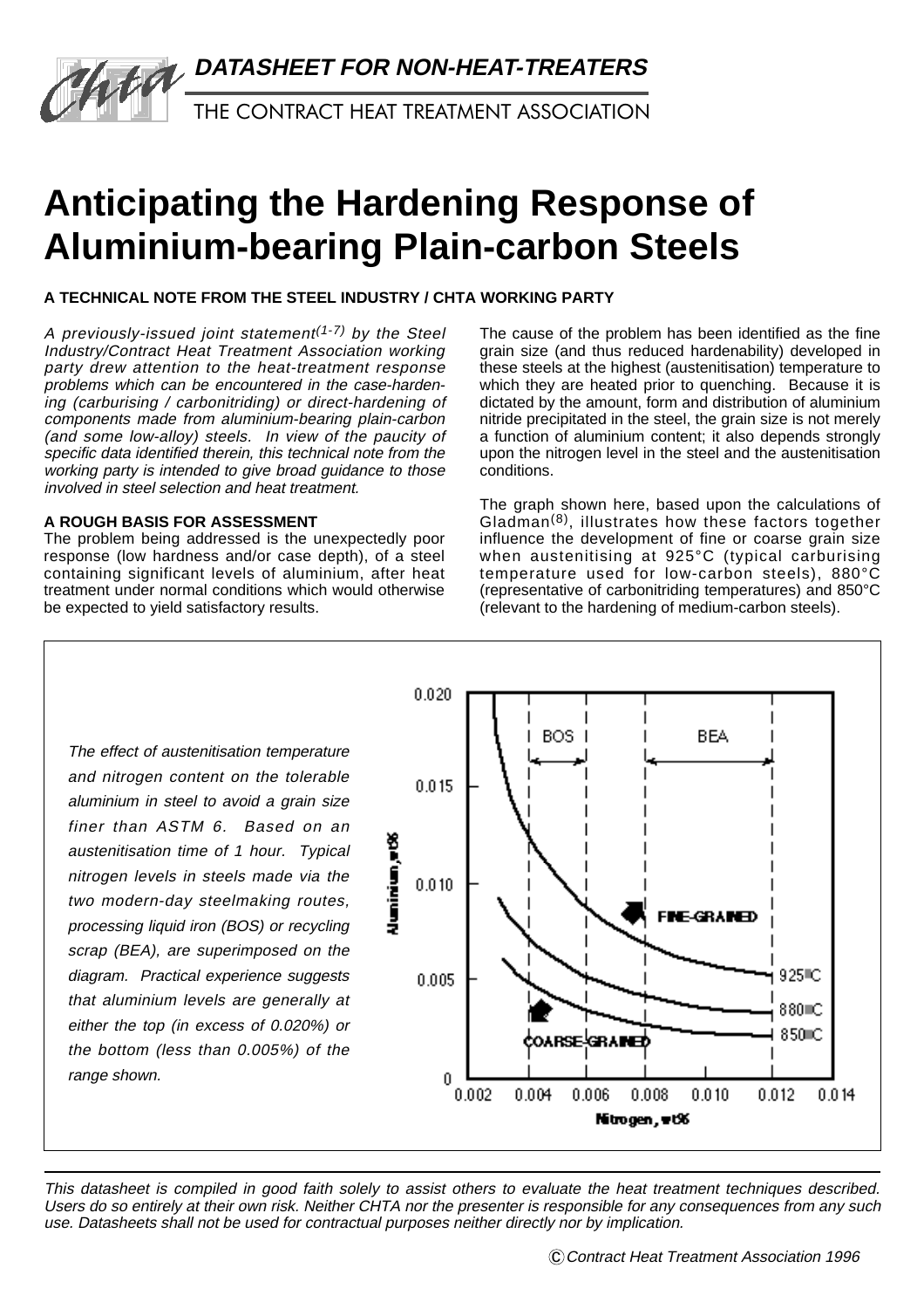**DATASHEET FOR NON-HEAT-TREATERS**

THE CONTRACT HEAT TREATMENT ASSOCIATION

# Anticipating the Hardening Response of Aluminium-bearing Plain-carbon Steels

**A TECHNICAL NOTE FROM THE STEEL INDUSTRY / CHTA WORKING PARTY**

*A previously-issued joint statement[1-7] by the Steel Industry/Contract Heat Treatment Association working party drew attention to the heat-treatment response problems which can be encountered in the case-hardening (carburising / carbonitriding) or direct-hardening of components made from aluminium-bearing plain-carbon (and some low-alloy) steels. In view of the paucity of specific data identified therein, this technical note from the working party is intended to give broad guidance to those involved in steel selection and heat treatment.*

**A ROUGH BASIS FOR ASSESSMENT**

The problem being addressed is the unexpectedly poor response (low hardness and/or case depth), of a steel containing significant levels of aluminium, after heat treatment under normal conditions which would otherwise be expected to yield satisfactory results.

The cause of the problem has been identified as the fine grain size (and thus reduced hardenability) developed in these steels at the highest (austenitisation) temperature to which they are heated prior to quenching. Because it is dictated by the amount, form and distribution of aluminium nitride precipitated in the steel, the grain size is not merely a function of aluminium content; it also depends strongly upon the nitrogen level in the steel and the austenitisation conditions.

The graph shown here, based upon the calculations of Gladman[8], illustrates how these factors together influence the development of fine or coarse grain size when austenitising at 925°C (typical carburising temperature used for low-carbon steels), 880°C (representative of carbonitriding temperatures) and 850°C (relevant to the hardening of medium-carbon steels).

*The effect of austenitisation temperature and nitrogen content on the tolerable aluminium in steel to avoid a grain size finer than ASTM 6. Based on an austenitisation time of 1 hour. Typical nitrogen levels in steels made via the two modern-day steelmaking routes, processing liquid iron (BOS) or recycling scrap (BEA), are superimposed on the diagram. Practical experience suggests that aluminium levels are generally at either the top (in excess of 0.020%) or the bottom (less than 0.005%) of the range shown.*

---

*This datasheet is compiled in good faith solely to assist others to evaluate the heat treatment techniques described. Users do so entirely at their own risk. Neither CHTA nor the presenter is responsible for any consequences from any such use. Datasheets shall not be used for contractual purposes neither directly nor by implication.*

© Contract Heat Treatment Association 1996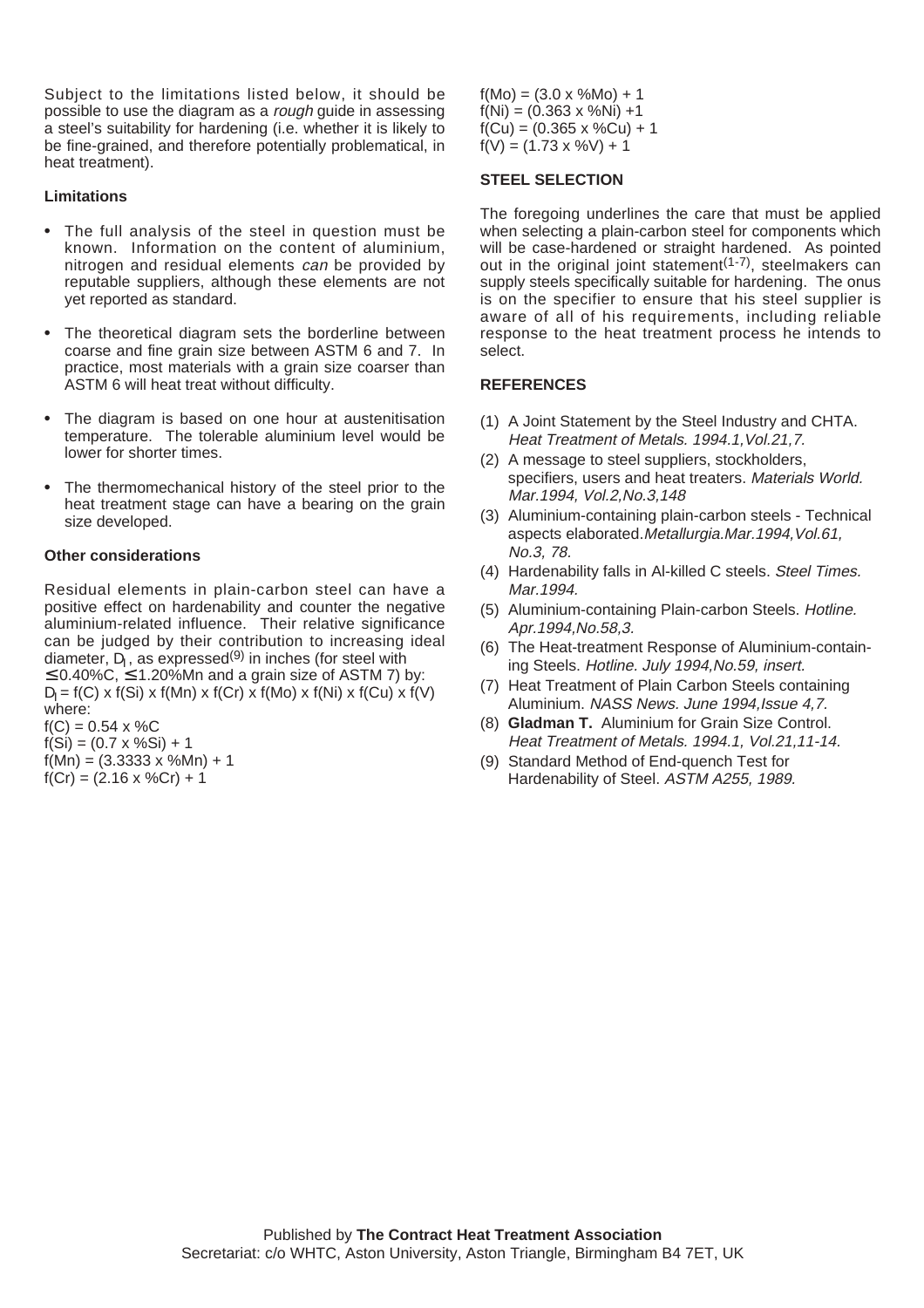Subject to the limitations listed below, it should be possible to use the diagram as a *rough* guide in assessing a steel's suitability for hardening (i.e. whether it is likely to be fine-grained, and therefore potentially problematical, in heat treatment).

### Limitations

- The full analysis of the steel in question must be known. Information on the content of aluminium, nitrogen and residual elements *can* be provided by reputable suppliers, although these elements are not yet reported as standard.
- The theoretical diagram sets the borderline between coarse and fine grain size between ASTM 6 and 7. In practice, most materials with a grain size coarser than ASTM 6 will heat treat without difficulty.
- The diagram is based on one hour at austenitisation temperature. The tolerable aluminium level would be lower for shorter times.
- The thermomechanical history of the steel prior to the heat treatment stage can have a bearing on the grain size developed.

### Other considerations

Residual elements in plain-carbon steel can have a positive effect on hardenability and counter the negative aluminium-related influence. Their relative significance can be judged by their contribution to increasing ideal diameter, $D_I$, as expressed[9] in inches (for steel with $\leq$ 0.40%C, $\leq$ 1.20%Mn and a grain size of ASTM 7) by:

$D_I$ = f(C) x f(Si) x f(Mn) x f(Cr) x f(Mo) x f(Ni) x f(Cu) x f(V)

where:

f(C) = 0.54 x %C
f(Si) = (0.7 x %Si) + 1
f(Mn) = (3.3333 x %Mn) + 1
f(Cr) = (2.16 x %Cr) + 1
f(Mo) = (3.0 x %Mo) + 1
f(Ni) = (0.363 x %Ni) +1
f(Cu) = (0.365 x %Cu) + 1
f(V) = (1.73 x %V) + 1

### STEEL SELECTION

The foregoing underlines the care that must be applied when selecting a plain-carbon steel for components which will be case-hardened or straight hardened. As pointed out in the original joint statement[1-7], steelmakers can supply steels specifically suitable for hardening. The onus is on the specifier to ensure that his steel supplier is aware of all of his requirements, including reliable response to the heat treatment process he intends to select.

### REFERENCES

1. A Joint Statement by the Steel Industry and CHTA. *Heat Treatment of Metals. 1994.1,Vol.21,7.*
2. A message to steel suppliers, stockholders, specifiers, users and heat treaters. *Materials World. Mar.1994, Vol.2,No.3,148*
3. Aluminium-containing plain-carbon steels - Technical aspects elaborated.*Metallurgia.Mar.1994,Vol.61, No.3, 78.*
4. Hardenability falls in Al-killed C steels. *Steel Times. Mar.1994.*
5. Aluminium-containing Plain-carbon Steels. *Hotline. Apr.1994,No.58,3.*
6. The Heat-treatment Response of Aluminium-containing Steels. *Hotline. July 1994,No.59, insert.*
7. Heat Treatment of Plain Carbon Steels containing Aluminium. *NASS News. June 1994,Issue 4,7.*
8. **Gladman T.** Aluminium for Grain Size Control. *Heat Treatment of Metals. 1994.1, Vol.21,11-14.*
9. Standard Method of End-quench Test for Hardenability of Steel. *ASTM A255, 1989.*

Published by **The Contract Heat Treatment Association**
Secretariat: c/o WHTC, Aston University, Aston Triangle, Birmingham B4 7ET, UK